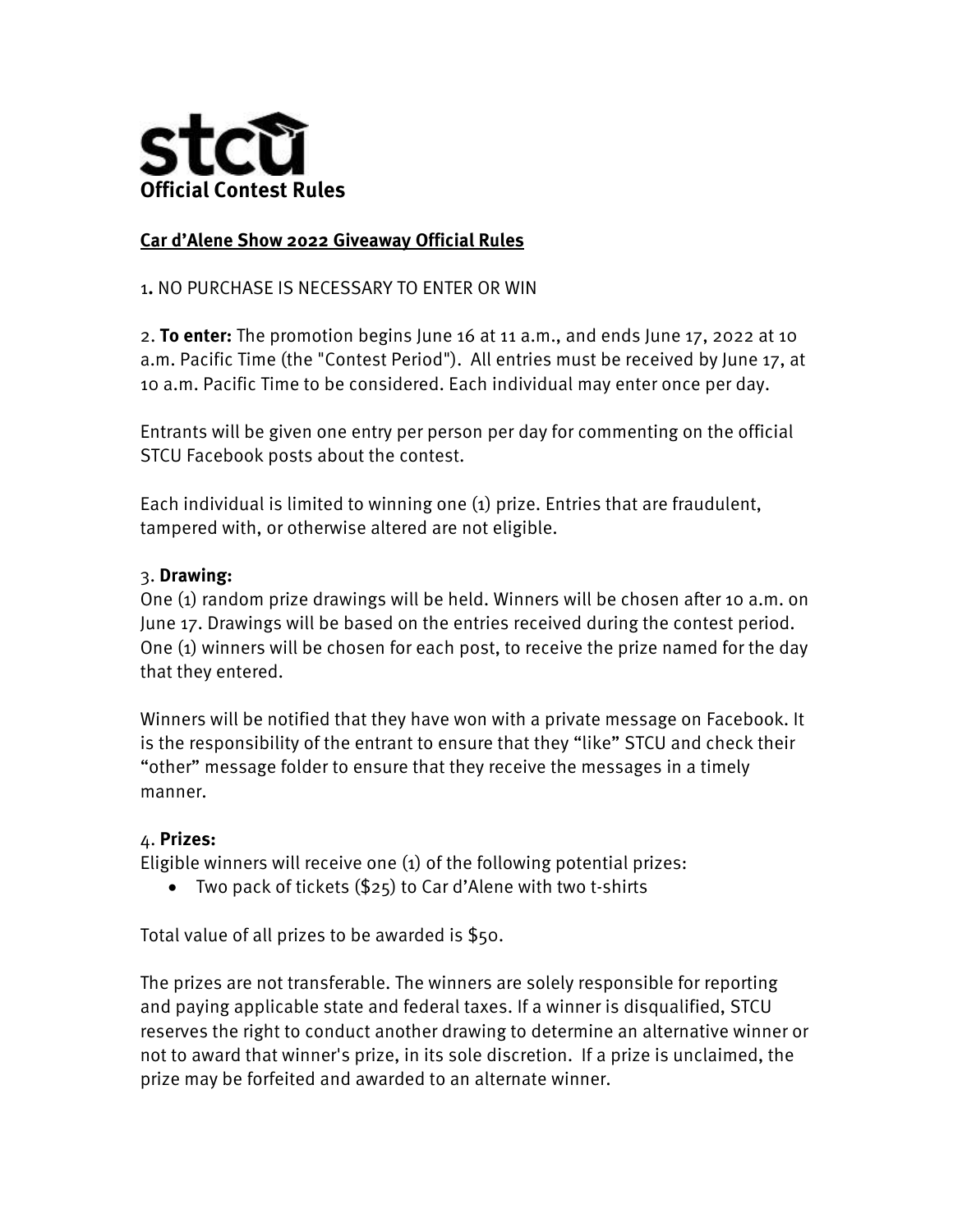stcu

**Official Contest Rules**

**Car d'Alene Show 2022 Giveaway Official Rules**

1. NO PURCHASE IS NECESSARY TO ENTER OR WIN

2. **To enter:** The promotion begins June 16 at 11 a.m., and ends June 17, 2022 at 10 a.m. Pacific Time (the "Contest Period"). All entries must be received by June 17, at 10 a.m. Pacific Time to be considered. Each individual may enter once per day.

Entrants will be given one entry per person per day for commenting on the official STCU Facebook posts about the contest.

Each individual is limited to winning one (1) prize. Entries that are fraudulent, tampered with, or otherwise altered are not eligible.

3. **Drawing:**
One (1) random prize drawings will be held. Winners will be chosen after 10 a.m. on June 17. Drawings will be based on the entries received during the contest period. One (1) winners will be chosen for each post, to receive the prize named for the day that they entered.

Winners will be notified that they have won with a private message on Facebook. It is the responsibility of the entrant to ensure that they "like" STCU and check their "other" message folder to ensure that they receive the messages in a timely manner.

4. **Prizes:**
Eligible winners will receive one (1) of the following potential prizes:

- Two pack of tickets ($25) to Car d'Alene with two t-shirts

Total value of all prizes to be awarded is $50.

The prizes are not transferable. The winners are solely responsible for reporting and paying applicable state and federal taxes. If a winner is disqualified, STCU reserves the right to conduct another drawing to determine an alternative winner or not to award that winner's prize, in its sole discretion. If a prize is unclaimed, the prize may be forfeited and awarded to an alternate winner.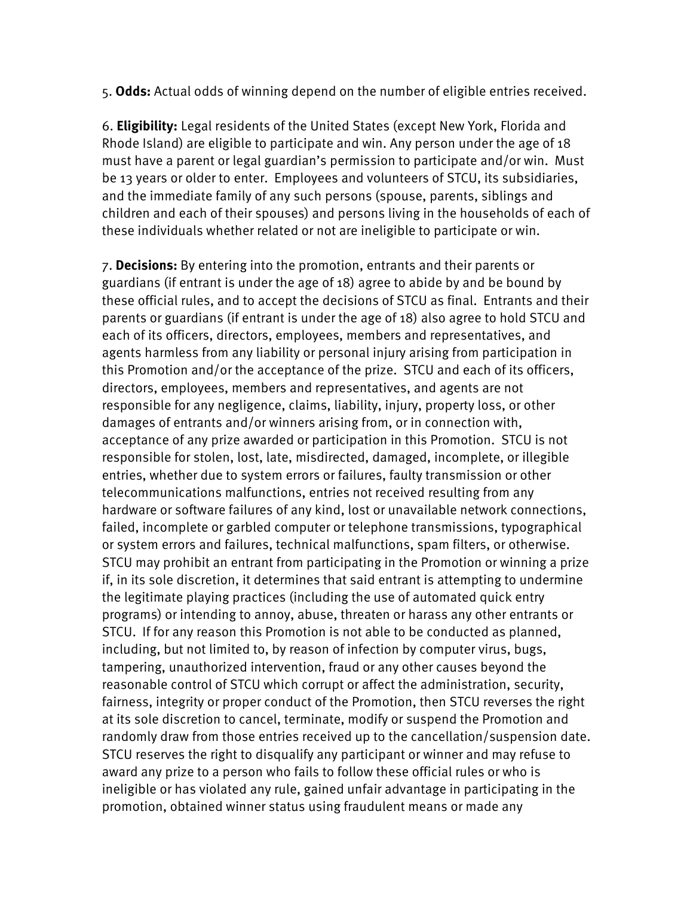5. **Odds:** Actual odds of winning depend on the number of eligible entries received.

6. **Eligibility:** Legal residents of the United States (except New York, Florida and Rhode Island) are eligible to participate and win. Any person under the age of 18 must have a parent or legal guardian's permission to participate and/or win. Must be 13 years or older to enter. Employees and volunteers of STCU, its subsidiaries, and the immediate family of any such persons (spouse, parents, siblings and children and each of their spouses) and persons living in the households of each of these individuals whether related or not are ineligible to participate or win.

7. **Decisions:** By entering into the promotion, entrants and their parents or guardians (if entrant is under the age of 18) agree to abide by and be bound by these official rules, and to accept the decisions of STCU as final. Entrants and their parents or guardians (if entrant is under the age of 18) also agree to hold STCU and each of its officers, directors, employees, members and representatives, and agents harmless from any liability or personal injury arising from participation in this Promotion and/or the acceptance of the prize. STCU and each of its officers, directors, employees, members and representatives, and agents are not responsible for any negligence, claims, liability, injury, property loss, or other damages of entrants and/or winners arising from, or in connection with, acceptance of any prize awarded or participation in this Promotion. STCU is not responsible for stolen, lost, late, misdirected, damaged, incomplete, or illegible entries, whether due to system errors or failures, faulty transmission or other telecommunications malfunctions, entries not received resulting from any hardware or software failures of any kind, lost or unavailable network connections, failed, incomplete or garbled computer or telephone transmissions, typographical or system errors and failures, technical malfunctions, spam filters, or otherwise. STCU may prohibit an entrant from participating in the Promotion or winning a prize if, in its sole discretion, it determines that said entrant is attempting to undermine the legitimate playing practices (including the use of automated quick entry programs) or intending to annoy, abuse, threaten or harass any other entrants or STCU. If for any reason this Promotion is not able to be conducted as planned, including, but not limited to, by reason of infection by computer virus, bugs, tampering, unauthorized intervention, fraud or any other causes beyond the reasonable control of STCU which corrupt or affect the administration, security, fairness, integrity or proper conduct of the Promotion, then STCU reverses the right at its sole discretion to cancel, terminate, modify or suspend the Promotion and randomly draw from those entries received up to the cancellation/suspension date. STCU reserves the right to disqualify any participant or winner and may refuse to award any prize to a person who fails to follow these official rules or who is ineligible or has violated any rule, gained unfair advantage in participating in the promotion, obtained winner status using fraudulent means or made any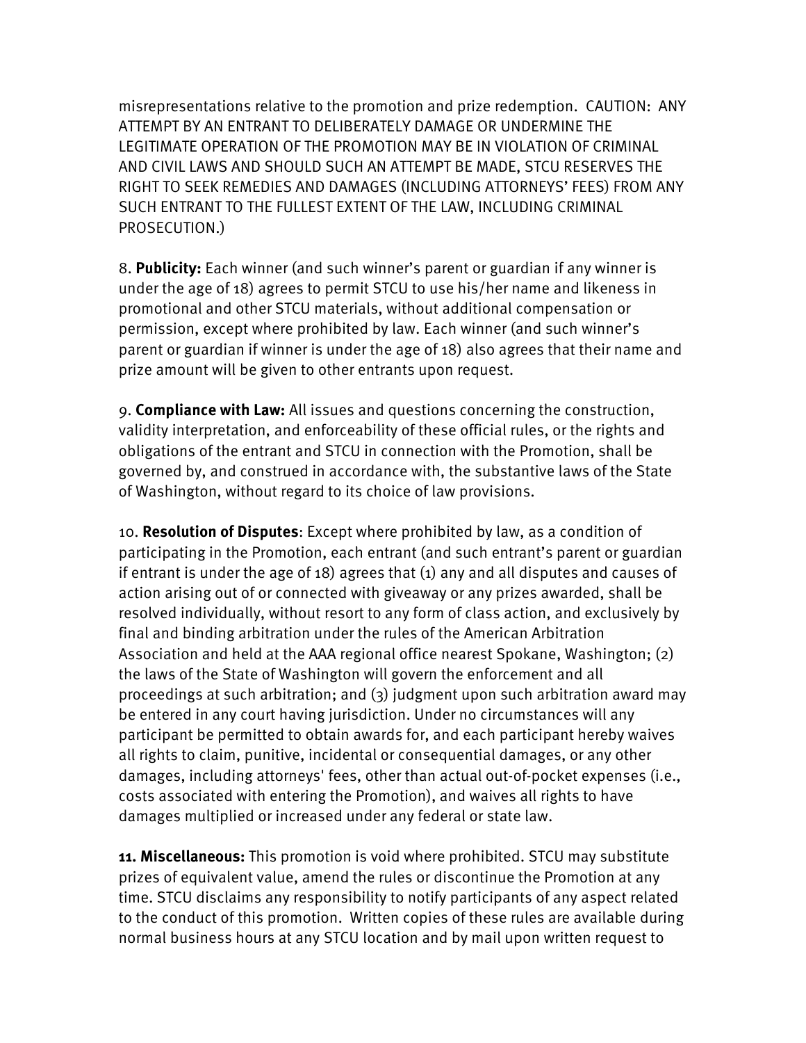misrepresentations relative to the promotion and prize redemption. CAUTION: ANY ATTEMPT BY AN ENTRANT TO DELIBERATELY DAMAGE OR UNDERMINE THE LEGITIMATE OPERATION OF THE PROMOTION MAY BE IN VIOLATION OF CRIMINAL AND CIVIL LAWS AND SHOULD SUCH AN ATTEMPT BE MADE, STCU RESERVES THE RIGHT TO SEEK REMEDIES AND DAMAGES (INCLUDING ATTORNEYS' FEES) FROM ANY SUCH ENTRANT TO THE FULLEST EXTENT OF THE LAW, INCLUDING CRIMINAL PROSECUTION.)

8. **Publicity:** Each winner (and such winner's parent or guardian if any winner is under the age of 18) agrees to permit STCU to use his/her name and likeness in promotional and other STCU materials, without additional compensation or permission, except where prohibited by law. Each winner (and such winner's parent or guardian if winner is under the age of 18) also agrees that their name and prize amount will be given to other entrants upon request.

9. **Compliance with Law:** All issues and questions concerning the construction, validity interpretation, and enforceability of these official rules, or the rights and obligations of the entrant and STCU in connection with the Promotion, shall be governed by, and construed in accordance with, the substantive laws of the State of Washington, without regard to its choice of law provisions.

10. **Resolution of Disputes**: Except where prohibited by law, as a condition of participating in the Promotion, each entrant (and such entrant's parent or guardian if entrant is under the age of 18) agrees that (1) any and all disputes and causes of action arising out of or connected with giveaway or any prizes awarded, shall be resolved individually, without resort to any form of class action, and exclusively by final and binding arbitration under the rules of the American Arbitration Association and held at the AAA regional office nearest Spokane, Washington; (2) the laws of the State of Washington will govern the enforcement and all proceedings at such arbitration; and (3) judgment upon such arbitration award may be entered in any court having jurisdiction. Under no circumstances will any participant be permitted to obtain awards for, and each participant hereby waives all rights to claim, punitive, incidental or consequential damages, or any other damages, including attorneys' fees, other than actual out-of-pocket expenses (i.e., costs associated with entering the Promotion), and waives all rights to have damages multiplied or increased under any federal or state law.

**11. Miscellaneous:** This promotion is void where prohibited. STCU may substitute prizes of equivalent value, amend the rules or discontinue the Promotion at any time. STCU disclaims any responsibility to notify participants of any aspect related to the conduct of this promotion. Written copies of these rules are available during normal business hours at any STCU location and by mail upon written request to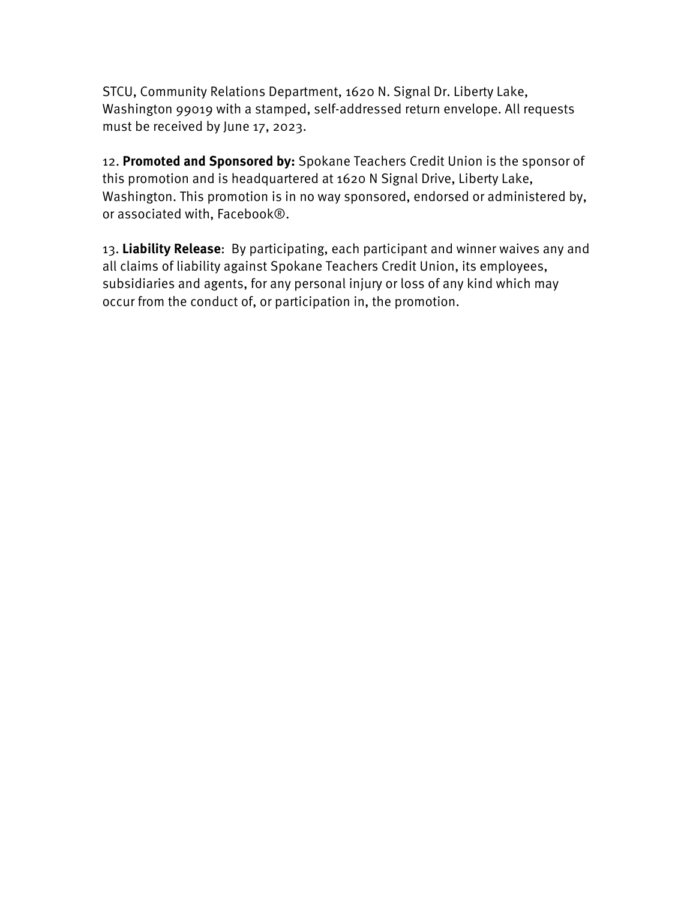STCU, Community Relations Department, 1620 N. Signal Dr. Liberty Lake, Washington 99019 with a stamped, self-addressed return envelope. All requests must be received by June 17, 2023.

12. **Promoted and Sponsored by:** Spokane Teachers Credit Union is the sponsor of this promotion and is headquartered at 1620 N Signal Drive, Liberty Lake, Washington. This promotion is in no way sponsored, endorsed or administered by, or associated with, Facebook®.

13. **Liability Release**: By participating, each participant and winner waives any and all claims of liability against Spokane Teachers Credit Union, its employees, subsidiaries and agents, for any personal injury or loss of any kind which may occur from the conduct of, or participation in, the promotion.